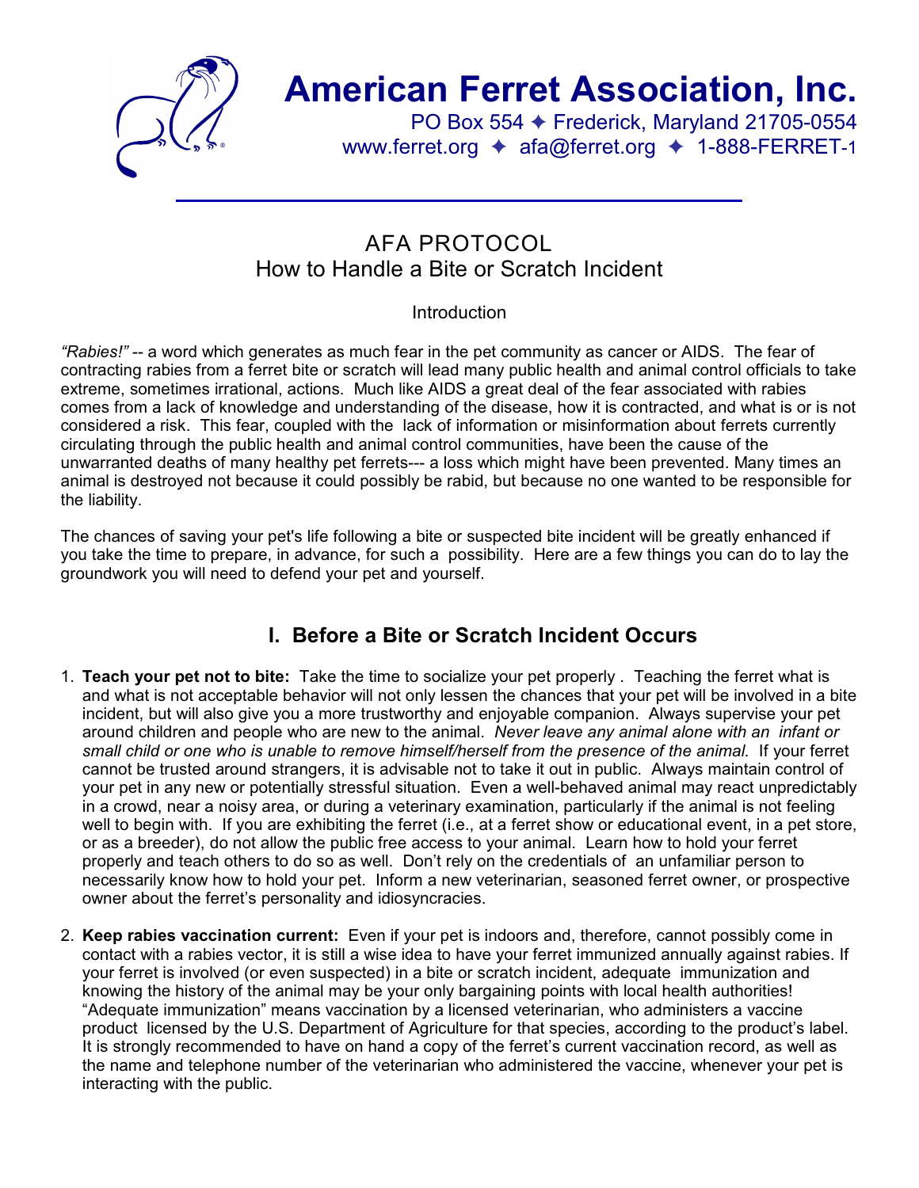# American Ferret Association, Inc.

PO Box 554 ✦ Frederick, Maryland 21705-0554
www.ferret.org ✦ afa@ferret.org ✦ 1-888-FERRET-1

## AFA PROTOCOL
## How to Handle a Bite or Scratch Incident

Introduction

*"Rabies!"* -- a word which generates as much fear in the pet community as cancer or AIDS. The fear of contracting rabies from a ferret bite or scratch will lead many public health and animal control officials to take extreme, sometimes irrational, actions. Much like AIDS a great deal of the fear associated with rabies comes from a lack of knowledge and understanding of the disease, how it is contracted, and what is or is not considered a risk. This fear, coupled with the lack of information or misinformation about ferrets currently circulating through the public health and animal control communities, have been the cause of the unwarranted deaths of many healthy pet ferrets--- a loss which might have been prevented. Many times an animal is destroyed not because it could possibly be rabid, but because no one wanted to be responsible for the liability.

The chances of saving your pet's life following a bite or suspected bite incident will be greatly enhanced if you take the time to prepare, in advance, for such a possibility. Here are a few things you can do to lay the groundwork you will need to defend your pet and yourself.

## I. Before a Bite or Scratch Incident Occurs

1. **Teach your pet not to bite:** Take the time to socialize your pet properly . Teaching the ferret what is and what is not acceptable behavior will not only lessen the chances that your pet will be involved in a bite incident, but will also give you a more trustworthy and enjoyable companion. Always supervise your pet around children and people who are new to the animal. *Never leave any animal alone with an infant or small child or one who is unable to remove himself/herself from the presence of the animal.* If your ferret cannot be trusted around strangers, it is advisable not to take it out in public. Always maintain control of your pet in any new or potentially stressful situation. Even a well-behaved animal may react unpredictably in a crowd, near a noisy area, or during a veterinary examination, particularly if the animal is not feeling well to begin with. If you are exhibiting the ferret (i.e., at a ferret show or educational event, in a pet store, or as a breeder), do not allow the public free access to your animal. Learn how to hold your ferret properly and teach others to do so as well. Don't rely on the credentials of an unfamiliar person to necessarily know how to hold your pet. Inform a new veterinarian, seasoned ferret owner, or prospective owner about the ferret's personality and idiosyncracies.

2. **Keep rabies vaccination current:** Even if your pet is indoors and, therefore, cannot possibly come in contact with a rabies vector, it is still a wise idea to have your ferret immunized annually against rabies. If your ferret is involved (or even suspected) in a bite or scratch incident, adequate immunization and knowing the history of the animal may be your only bargaining points with local health authorities! "Adequate immunization" means vaccination by a licensed veterinarian, who administers a vaccine product licensed by the U.S. Department of Agriculture for that species, according to the product's label. It is strongly recommended to have on hand a copy of the ferret's current vaccination record, as well as the name and telephone number of the veterinarian who administered the vaccine, whenever your pet is interacting with the public.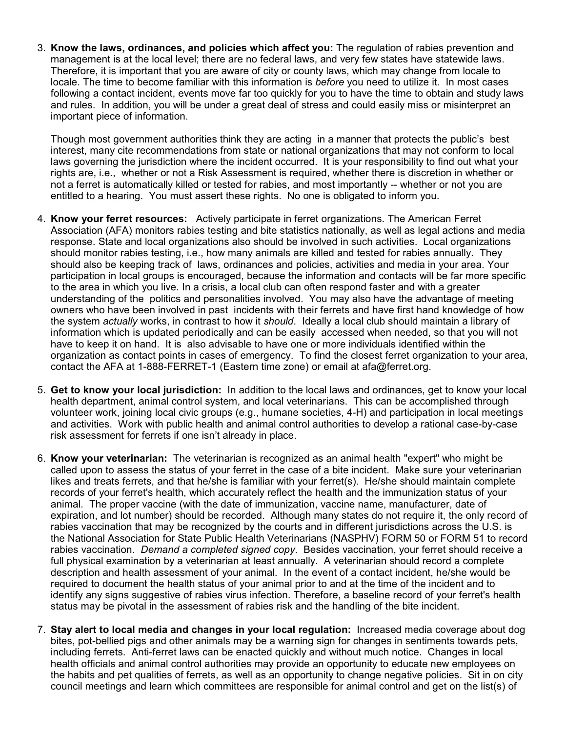3. **Know the laws, ordinances, and policies which affect you:** The regulation of rabies prevention and management is at the local level; there are no federal laws, and very few states have statewide laws. Therefore, it is important that you are aware of city or county laws, which may change from locale to locale. The time to become familiar with this information is *before* you need to utilize it. In most cases following a contact incident, events move far too quickly for you to have the time to obtain and study laws and rules. In addition, you will be under a great deal of stress and could easily miss or misinterpret an important piece of information.

   Though most government authorities think they are acting in a manner that protects the public's best interest, many cite recommendations from state or national organizations that may not conform to local laws governing the jurisdiction where the incident occurred. It is your responsibility to find out what your rights are, i.e., whether or not a Risk Assessment is required, whether there is discretion in whether or not a ferret is automatically killed or tested for rabies, and most importantly -- whether or not you are entitled to a hearing. You must assert these rights. No one is obligated to inform you.

4. **Know your ferret resources:** Actively participate in ferret organizations. The American Ferret Association (AFA) monitors rabies testing and bite statistics nationally, as well as legal actions and media response. State and local organizations also should be involved in such activities. Local organizations should monitor rabies testing, i.e., how many animals are killed and tested for rabies annually. They should also be keeping track of laws, ordinances and policies, activities and media in your area. Your participation in local groups is encouraged, because the information and contacts will be far more specific to the area in which you live. In a crisis, a local club can often respond faster and with a greater understanding of the politics and personalities involved. You may also have the advantage of meeting owners who have been involved in past incidents with their ferrets and have first hand knowledge of how the system *actually* works, in contrast to how it *should*. Ideally a local club should maintain a library of information which is updated periodically and can be easily accessed when needed, so that you will not have to keep it on hand. It is also advisable to have one or more individuals identified within the organization as contact points in cases of emergency. To find the closest ferret organization to your area, contact the AFA at 1-888-FERRET-1 (Eastern time zone) or email at afa@ferret.org.

5. **Get to know your local jurisdiction:** In addition to the local laws and ordinances, get to know your local health department, animal control system, and local veterinarians. This can be accomplished through volunteer work, joining local civic groups (e.g., humane societies, 4-H) and participation in local meetings and activities. Work with public health and animal control authorities to develop a rational case-by-case risk assessment for ferrets if one isn't already in place.

6. **Know your veterinarian:** The veterinarian is recognized as an animal health "expert" who might be called upon to assess the status of your ferret in the case of a bite incident. Make sure your veterinarian likes and treats ferrets, and that he/she is familiar with your ferret(s). He/she should maintain complete records of your ferret's health, which accurately reflect the health and the immunization status of your animal. The proper vaccine (with the date of immunization, vaccine name, manufacturer, date of expiration, and lot number) should be recorded. Although many states do not require it, the only record of rabies vaccination that may be recognized by the courts and in different jurisdictions across the U.S. is the National Association for State Public Health Veterinarians (NASPHV) FORM 50 or FORM 51 to record rabies vaccination. *Demand a completed signed copy.* Besides vaccination, your ferret should receive a full physical examination by a veterinarian at least annually. A veterinarian should record a complete description and health assessment of your animal. In the event of a contact incident, he/she would be required to document the health status of your animal prior to and at the time of the incident and to identify any signs suggestive of rabies virus infection. Therefore, a baseline record of your ferret's health status may be pivotal in the assessment of rabies risk and the handling of the bite incident.

7. **Stay alert to local media and changes in your local regulation:** Increased media coverage about dog bites, pot-bellied pigs and other animals may be a warning sign for changes in sentiments towards pets, including ferrets. Anti-ferret laws can be enacted quickly and without much notice. Changes in local health officials and animal control authorities may provide an opportunity to educate new employees on the habits and pet qualities of ferrets, as well as an opportunity to change negative policies. Sit in on city council meetings and learn which committees are responsible for animal control and get on the list(s) of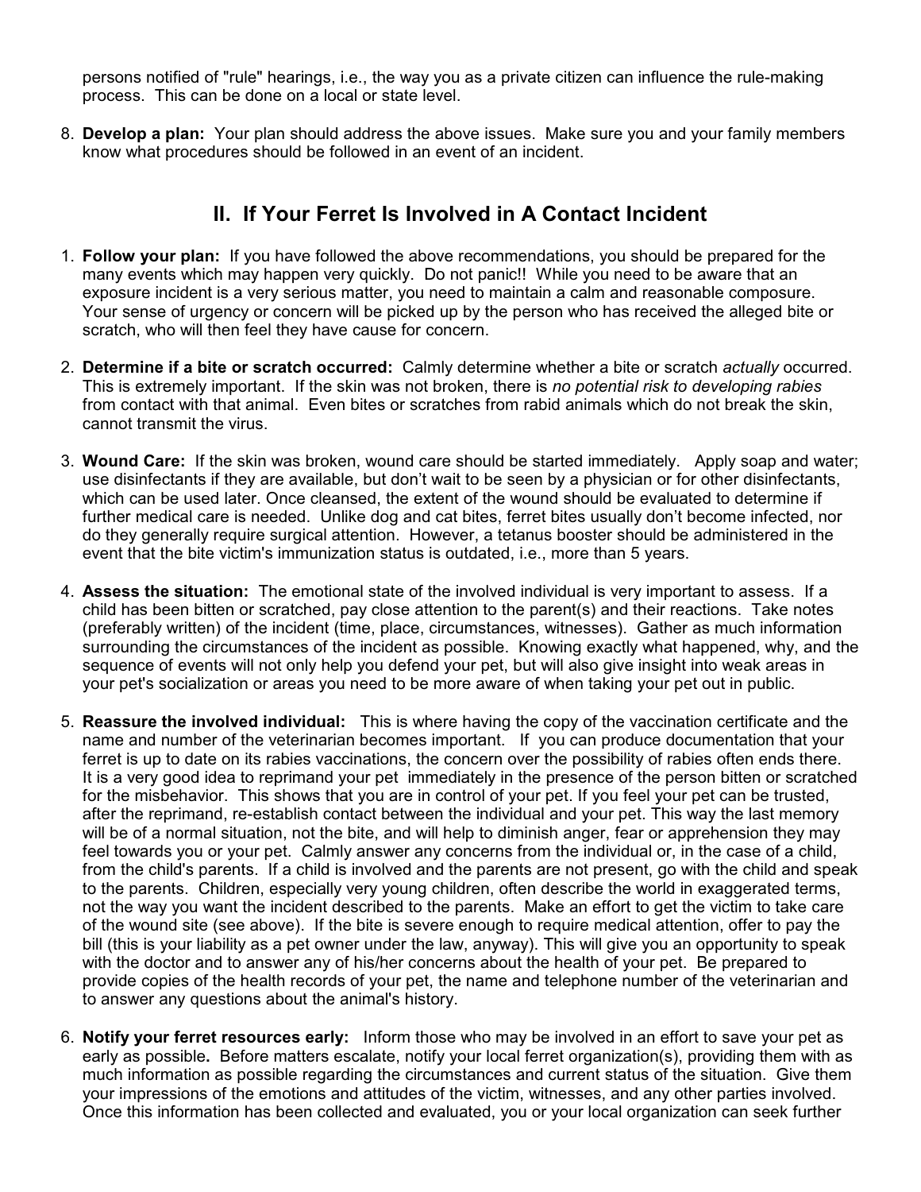persons notified of "rule" hearings, i.e., the way you as a private citizen can influence the rule-making process. This can be done on a local or state level.

8. **Develop a plan:** Your plan should address the above issues. Make sure you and your family members know what procedures should be followed in an event of an incident.

## II. If Your Ferret Is Involved in A Contact Incident

1. **Follow your plan:** If you have followed the above recommendations, you should be prepared for the many events which may happen very quickly. Do not panic!! While you need to be aware that an exposure incident is a very serious matter, you need to maintain a calm and reasonable composure. Your sense of urgency or concern will be picked up by the person who has received the alleged bite or scratch, who will then feel they have cause for concern.

2. **Determine if a bite or scratch occurred:** Calmly determine whether a bite or scratch *actually* occurred. This is extremely important. If the skin was not broken, there is *no potential risk to developing rabies* from contact with that animal. Even bites or scratches from rabid animals which do not break the skin, cannot transmit the virus.

3. **Wound Care:** If the skin was broken, wound care should be started immediately. Apply soap and water; use disinfectants if they are available, but don't wait to be seen by a physician or for other disinfectants, which can be used later. Once cleansed, the extent of the wound should be evaluated to determine if further medical care is needed. Unlike dog and cat bites, ferret bites usually don't become infected, nor do they generally require surgical attention. However, a tetanus booster should be administered in the event that the bite victim's immunization status is outdated, i.e., more than 5 years.

4. **Assess the situation:** The emotional state of the involved individual is very important to assess. If a child has been bitten or scratched, pay close attention to the parent(s) and their reactions. Take notes (preferably written) of the incident (time, place, circumstances, witnesses). Gather as much information surrounding the circumstances of the incident as possible. Knowing exactly what happened, why, and the sequence of events will not only help you defend your pet, but will also give insight into weak areas in your pet's socialization or areas you need to be more aware of when taking your pet out in public.

5. **Reassure the involved individual:** This is where having the copy of the vaccination certificate and the name and number of the veterinarian becomes important. If you can produce documentation that your ferret is up to date on its rabies vaccinations, the concern over the possibility of rabies often ends there. It is a very good idea to reprimand your pet immediately in the presence of the person bitten or scratched for the misbehavior. This shows that you are in control of your pet. If you feel your pet can be trusted, after the reprimand, re-establish contact between the individual and your pet. This way the last memory will be of a normal situation, not the bite, and will help to diminish anger, fear or apprehension they may feel towards you or your pet. Calmly answer any concerns from the individual or, in the case of a child, from the child's parents. If a child is involved and the parents are not present, go with the child and speak to the parents. Children, especially very young children, often describe the world in exaggerated terms, not the way you want the incident described to the parents. Make an effort to get the victim to take care of the wound site (see above). If the bite is severe enough to require medical attention, offer to pay the bill (this is your liability as a pet owner under the law, anyway). This will give you an opportunity to speak with the doctor and to answer any of his/her concerns about the health of your pet. Be prepared to provide copies of the health records of your pet, the name and telephone number of the veterinarian and to answer any questions about the animal's history.

6. **Notify your ferret resources early:** Inform those who may be involved in an effort to save your pet as early as possible**.** Before matters escalate, notify your local ferret organization(s), providing them with as much information as possible regarding the circumstances and current status of the situation. Give them your impressions of the emotions and attitudes of the victim, witnesses, and any other parties involved. Once this information has been collected and evaluated, you or your local organization can seek further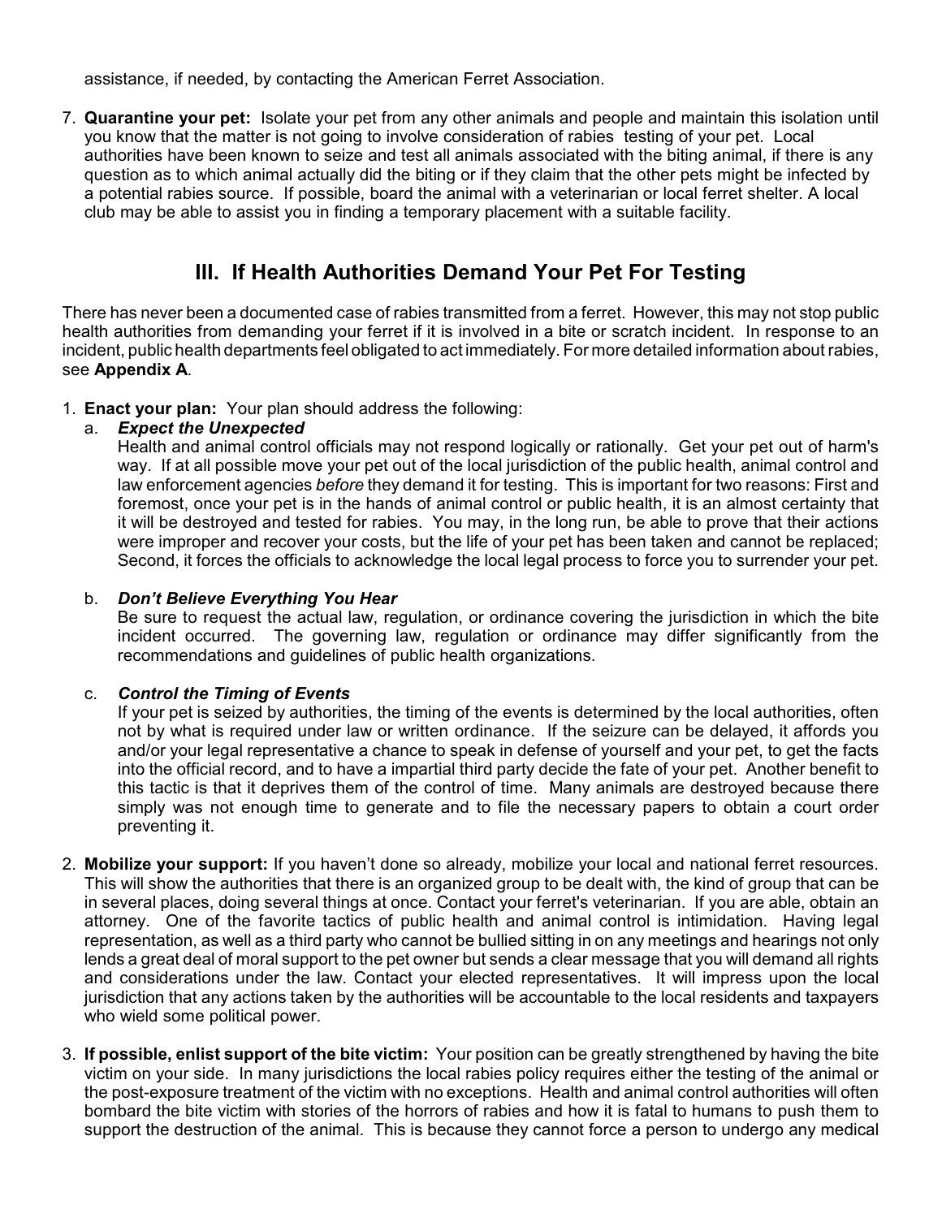assistance, if needed, by contacting the American Ferret Association.

7. **Quarantine your pet:** Isolate your pet from any other animals and people and maintain this isolation until you know that the matter is not going to involve consideration of rabies testing of your pet. Local authorities have been known to seize and test all animals associated with the biting animal, if there is any question as to which animal actually did the biting or if they claim that the other pets might be infected by a potential rabies source. If possible, board the animal with a veterinarian or local ferret shelter. A local club may be able to assist you in finding a temporary placement with a suitable facility.

## III. If Health Authorities Demand Your Pet For Testing

There has never been a documented case of rabies transmitted from a ferret. However, this may not stop public health authorities from demanding your ferret if it is involved in a bite or scratch incident. In response to an incident, public health departments feel obligated to act immediately. For more detailed information about rabies, see **Appendix A**.

1. **Enact your plan:** Your plan should address the following:
   a. ***Expect the Unexpected***
   Health and animal control officials may not respond logically or rationally. Get your pet out of harm's way. If at all possible move your pet out of the local jurisdiction of the public health, animal control and law enforcement agencies *before* they demand it for testing. This is important for two reasons: First and foremost, once your pet is in the hands of animal control or public health, it is an almost certainty that it will be destroyed and tested for rabies. You may, in the long run, be able to prove that their actions were improper and recover your costs, but the life of your pet has been taken and cannot be replaced; Second, it forces the officials to acknowledge the local legal process to force you to surrender your pet.

   b. ***Don't Believe Everything You Hear***
   Be sure to request the actual law, regulation, or ordinance covering the jurisdiction in which the bite incident occurred. The governing law, regulation or ordinance may differ significantly from the recommendations and guidelines of public health organizations.

   c. ***Control the Timing of Events***
   If your pet is seized by authorities, the timing of the events is determined by the local authorities, often not by what is required under law or written ordinance. If the seizure can be delayed, it affords you and/or your legal representative a chance to speak in defense of yourself and your pet, to get the facts into the official record, and to have a impartial third party decide the fate of your pet. Another benefit to this tactic is that it deprives them of the control of time. Many animals are destroyed because there simply was not enough time to generate and to file the necessary papers to obtain a court order preventing it.

2. **Mobilize your support:** If you haven't done so already, mobilize your local and national ferret resources. This will show the authorities that there is an organized group to be dealt with, the kind of group that can be in several places, doing several things at once. Contact your ferret's veterinarian. If you are able, obtain an attorney. One of the favorite tactics of public health and animal control is intimidation. Having legal representation, as well as a third party who cannot be bullied sitting in on any meetings and hearings not only lends a great deal of moral support to the pet owner but sends a clear message that you will demand all rights and considerations under the law. Contact your elected representatives. It will impress upon the local jurisdiction that any actions taken by the authorities will be accountable to the local residents and taxpayers who wield some political power.

3. **If possible, enlist support of the bite victim:** Your position can be greatly strengthened by having the bite victim on your side. In many jurisdictions the local rabies policy requires either the testing of the animal or the post-exposure treatment of the victim with no exceptions. Health and animal control authorities will often bombard the bite victim with stories of the horrors of rabies and how it is fatal to humans to push them to support the destruction of the animal. This is because they cannot force a person to undergo any medical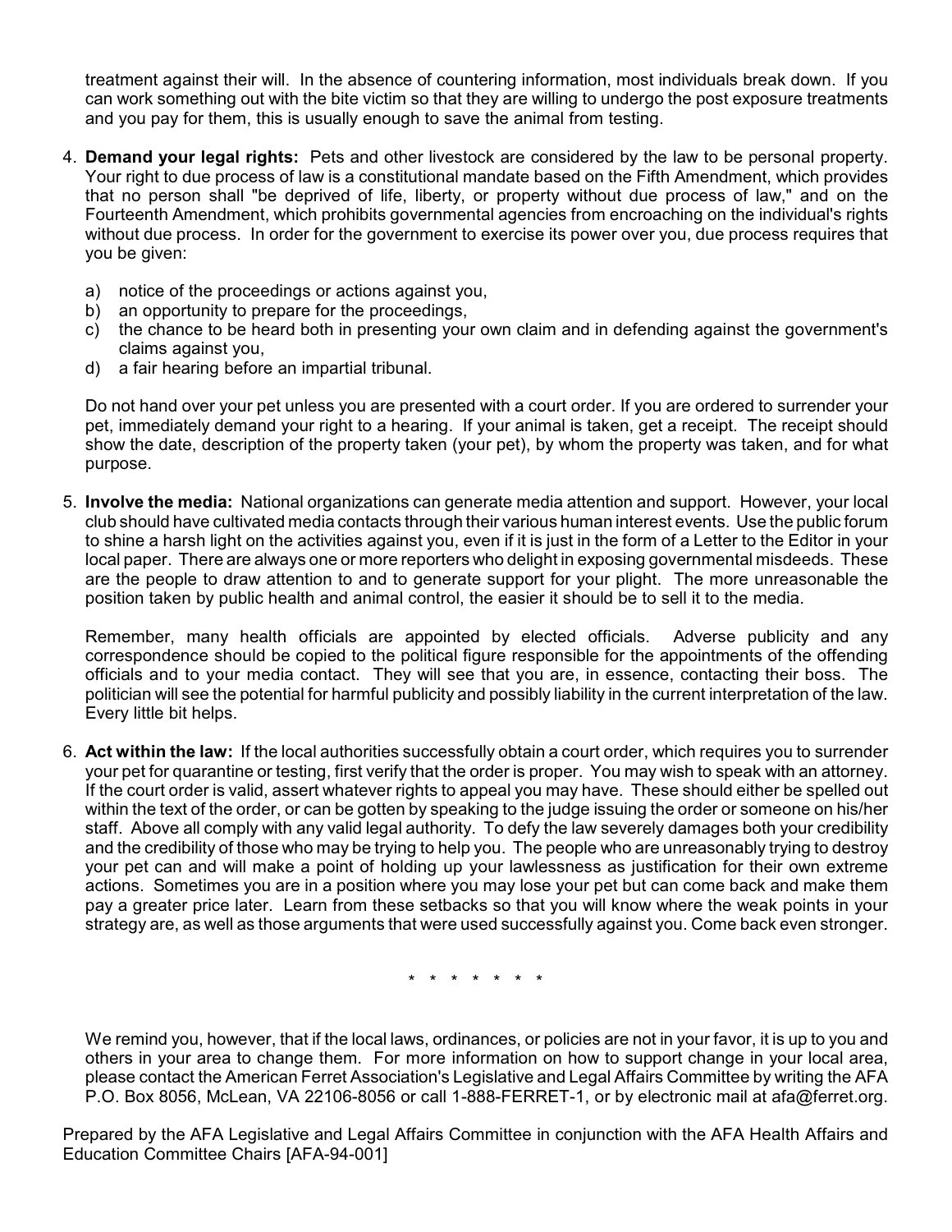treatment against their will. In the absence of countering information, most individuals break down. If you can work something out with the bite victim so that they are willing to undergo the post exposure treatments and you pay for them, this is usually enough to save the animal from testing.

4. **Demand your legal rights:** Pets and other livestock are considered by the law to be personal property. Your right to due process of law is a constitutional mandate based on the Fifth Amendment, which provides that no person shall "be deprived of life, liberty, or property without due process of law," and on the Fourteenth Amendment, which prohibits governmental agencies from encroaching on the individual's rights without due process. In order for the government to exercise its power over you, due process requires that you be given:

   a) notice of the proceedings or actions against you,
   b) an opportunity to prepare for the proceedings,
   c) the chance to be heard both in presenting your own claim and in defending against the government's claims against you,
   d) a fair hearing before an impartial tribunal.

   Do not hand over your pet unless you are presented with a court order. If you are ordered to surrender your pet, immediately demand your right to a hearing. If your animal is taken, get a receipt. The receipt should show the date, description of the property taken (your pet), by whom the property was taken, and for what purpose.

5. **Involve the media:** National organizations can generate media attention and support. However, your local club should have cultivated media contacts through their various human interest events. Use the public forum to shine a harsh light on the activities against you, even if it is just in the form of a Letter to the Editor in your local paper. There are always one or more reporters who delight in exposing governmental misdeeds. These are the people to draw attention to and to generate support for your plight. The more unreasonable the position taken by public health and animal control, the easier it should be to sell it to the media.

   Remember, many health officials are appointed by elected officials. Adverse publicity and any correspondence should be copied to the political figure responsible for the appointments of the offending officials and to your media contact. They will see that you are, in essence, contacting their boss. The politician will see the potential for harmful publicity and possibly liability in the current interpretation of the law. Every little bit helps.

6. **Act within the law:** If the local authorities successfully obtain a court order, which requires you to surrender your pet for quarantine or testing, first verify that the order is proper. You may wish to speak with an attorney. If the court order is valid, assert whatever rights to appeal you may have. These should either be spelled out within the text of the order, or can be gotten by speaking to the judge issuing the order or someone on his/her staff. Above all comply with any valid legal authority. To defy the law severely damages both your credibility and the credibility of those who may be trying to help you. The people who are unreasonably trying to destroy your pet can and will make a point of holding up your lawlessness as justification for their own extreme actions. Sometimes you are in a position where you may lose your pet but can come back and make them pay a greater price later. Learn from these setbacks so that you will know where the weak points in your strategy are, as well as those arguments that were used successfully against you. Come back even stronger.

\* \* \* \* \* \* \* \*

We remind you, however, that if the local laws, ordinances, or policies are not in your favor, it is up to you and others in your area to change them. For more information on how to support change in your local area, please contact the American Ferret Association's Legislative and Legal Affairs Committee by writing the AFA P.O. Box 8056, McLean, VA 22106-8056 or call 1-888-FERRET-1, or by electronic mail at afa@ferret.org.

Prepared by the AFA Legislative and Legal Affairs Committee in conjunction with the AFA Health Affairs and Education Committee Chairs [AFA-94-001]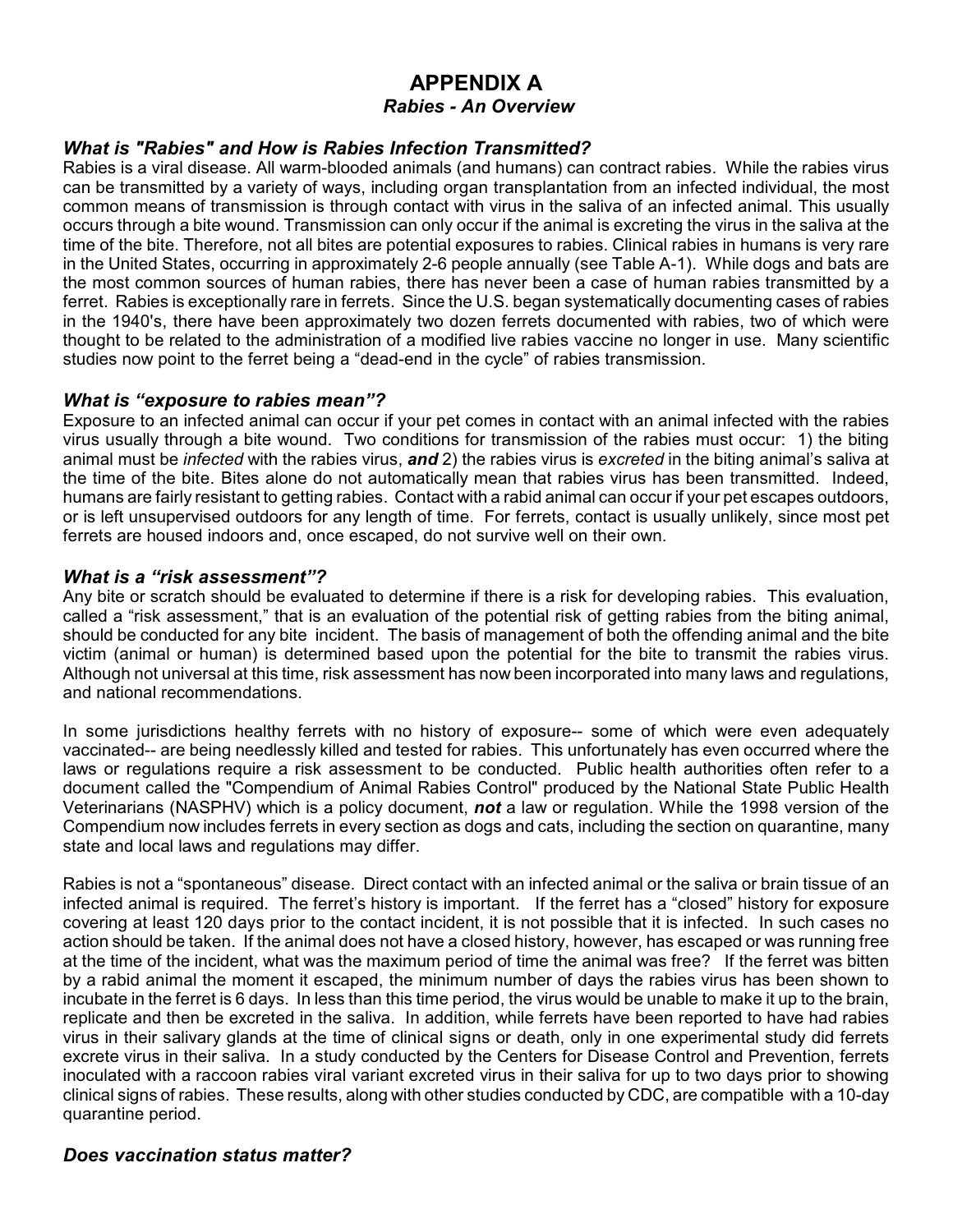# APPENDIX A

## *Rabies - An Overview*

### *What is "Rabies" and How is Rabies Infection Transmitted?*

Rabies is a viral disease. All warm-blooded animals (and humans) can contract rabies. While the rabies virus can be transmitted by a variety of ways, including organ transplantation from an infected individual, the most common means of transmission is through contact with virus in the saliva of an infected animal. This usually occurs through a bite wound. Transmission can only occur if the animal is excreting the virus in the saliva at the time of the bite. Therefore, not all bites are potential exposures to rabies. Clinical rabies in humans is very rare in the United States, occurring in approximately 2-6 people annually (see Table A-1). While dogs and bats are the most common sources of human rabies, there has never been a case of human rabies transmitted by a ferret. Rabies is exceptionally rare in ferrets. Since the U.S. began systematically documenting cases of rabies in the 1940's, there have been approximately two dozen ferrets documented with rabies, two of which were thought to be related to the administration of a modified live rabies vaccine no longer in use. Many scientific studies now point to the ferret being a "dead-end in the cycle" of rabies transmission.

### *What is "exposure to rabies mean"?*

Exposure to an infected animal can occur if your pet comes in contact with an animal infected with the rabies virus usually through a bite wound. Two conditions for transmission of the rabies must occur: 1) the biting animal must be *infected* with the rabies virus, ***and*** 2) the rabies virus is *excreted* in the biting animal's saliva at the time of the bite. Bites alone do not automatically mean that rabies virus has been transmitted. Indeed, humans are fairly resistant to getting rabies. Contact with a rabid animal can occur if your pet escapes outdoors, or is left unsupervised outdoors for any length of time. For ferrets, contact is usually unlikely, since most pet ferrets are housed indoors and, once escaped, do not survive well on their own.

### *What is a "risk assessment"?*

Any bite or scratch should be evaluated to determine if there is a risk for developing rabies. This evaluation, called a "risk assessment," that is an evaluation of the potential risk of getting rabies from the biting animal, should be conducted for any bite incident. The basis of management of both the offending animal and the bite victim (animal or human) is determined based upon the potential for the bite to transmit the rabies virus. Although not universal at this time, risk assessment has now been incorporated into many laws and regulations, and national recommendations.

In some jurisdictions healthy ferrets with no history of exposure-- some of which were even adequately vaccinated-- are being needlessly killed and tested for rabies. This unfortunately has even occurred where the laws or regulations require a risk assessment to be conducted. Public health authorities often refer to a document called the "Compendium of Animal Rabies Control" produced by the National State Public Health Veterinarians (NASPHV) which is a policy document, ***not*** a law or regulation. While the 1998 version of the Compendium now includes ferrets in every section as dogs and cats, including the section on quarantine, many state and local laws and regulations may differ.

Rabies is not a "spontaneous" disease. Direct contact with an infected animal or the saliva or brain tissue of an infected animal is required. The ferret's history is important. If the ferret has a "closed" history for exposure covering at least 120 days prior to the contact incident, it is not possible that it is infected. In such cases no action should be taken. If the animal does not have a closed history, however, has escaped or was running free at the time of the incident, what was the maximum period of time the animal was free? If the ferret was bitten by a rabid animal the moment it escaped, the minimum number of days the rabies virus has been shown to incubate in the ferret is 6 days. In less than this time period, the virus would be unable to make it up to the brain, replicate and then be excreted in the saliva. In addition, while ferrets have been reported to have had rabies virus in their salivary glands at the time of clinical signs or death, only in one experimental study did ferrets excrete virus in their saliva. In a study conducted by the Centers for Disease Control and Prevention, ferrets inoculated with a raccoon rabies viral variant excreted virus in their saliva for up to two days prior to showing clinical signs of rabies. These results, along with other studies conducted by CDC, are compatible with a 10-day quarantine period.

### *Does vaccination status matter?*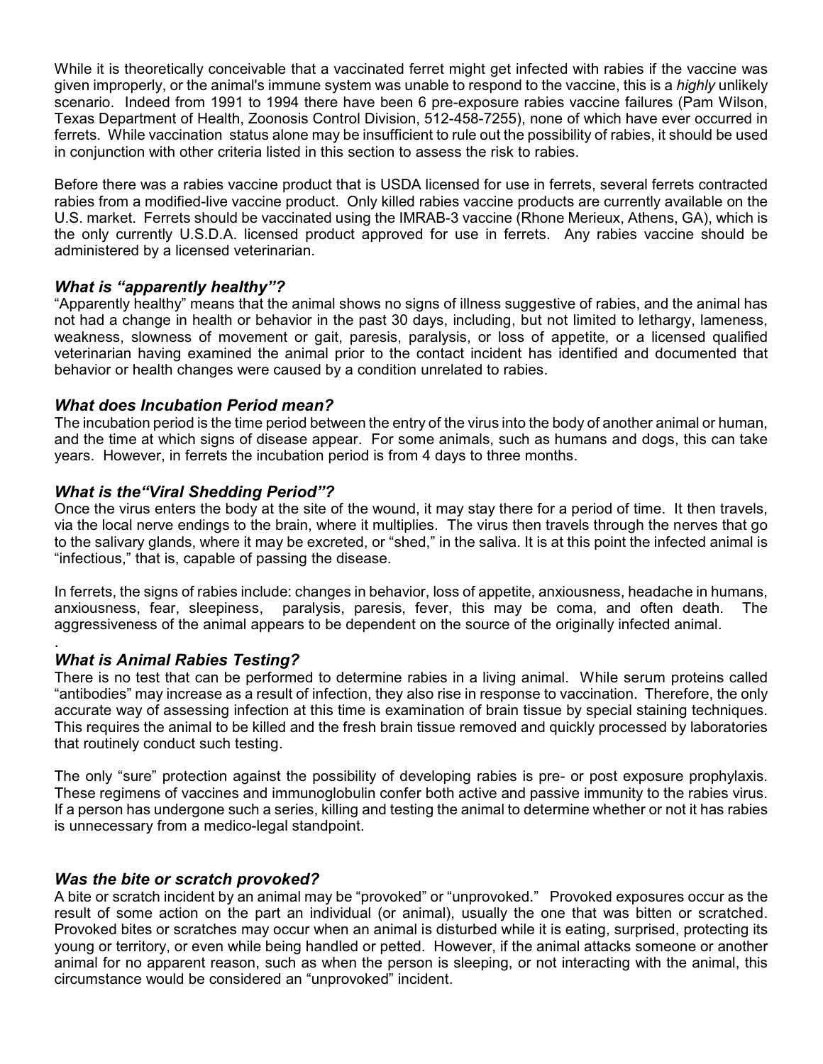While it is theoretically conceivable that a vaccinated ferret might get infected with rabies if the vaccine was given improperly, or the animal's immune system was unable to respond to the vaccine, this is a *highly* unlikely scenario. Indeed from 1991 to 1994 there have been 6 pre-exposure rabies vaccine failures (Pam Wilson, Texas Department of Health, Zoonosis Control Division, 512-458-7255), none of which have ever occurred in ferrets. While vaccination status alone may be insufficient to rule out the possibility of rabies, it should be used in conjunction with other criteria listed in this section to assess the risk to rabies.

Before there was a rabies vaccine product that is USDA licensed for use in ferrets, several ferrets contracted rabies from a modified-live vaccine product. Only killed rabies vaccine products are currently available on the U.S. market. Ferrets should be vaccinated using the IMRAB-3 vaccine (Rhone Merieux, Athens, GA), which is the only currently U.S.D.A. licensed product approved for use in ferrets. Any rabies vaccine should be administered by a licensed veterinarian.

### *What is "apparently healthy"?*

"Apparently healthy" means that the animal shows no signs of illness suggestive of rabies, and the animal has not had a change in health or behavior in the past 30 days, including, but not limited to lethargy, lameness, weakness, slowness of movement or gait, paresis, paralysis, or loss of appetite, or a licensed qualified veterinarian having examined the animal prior to the contact incident has identified and documented that behavior or health changes were caused by a condition unrelated to rabies.

### *What does Incubation Period mean?*

The incubation period is the time period between the entry of the virus into the body of another animal or human, and the time at which signs of disease appear. For some animals, such as humans and dogs, this can take years. However, in ferrets the incubation period is from 4 days to three months.

### *What is the"Viral Shedding Period"?*

Once the virus enters the body at the site of the wound, it may stay there for a period of time. It then travels, via the local nerve endings to the brain, where it multiplies. The virus then travels through the nerves that go to the salivary glands, where it may be excreted, or "shed," in the saliva. It is at this point the infected animal is "infectious," that is, capable of passing the disease.

In ferrets, the signs of rabies include: changes in behavior, loss of appetite, anxiousness, headache in humans, anxiousness, fear, sleepiness, paralysis, paresis, fever, this may be coma, and often death. The aggressiveness of the animal appears to be dependent on the source of the originally infected animal.

.

### *What is Animal Rabies Testing?*

There is no test that can be performed to determine rabies in a living animal. While serum proteins called "antibodies" may increase as a result of infection, they also rise in response to vaccination. Therefore, the only accurate way of assessing infection at this time is examination of brain tissue by special staining techniques. This requires the animal to be killed and the fresh brain tissue removed and quickly processed by laboratories that routinely conduct such testing.

The only "sure" protection against the possibility of developing rabies is pre- or post exposure prophylaxis. These regimens of vaccines and immunoglobulin confer both active and passive immunity to the rabies virus. If a person has undergone such a series, killing and testing the animal to determine whether or not it has rabies is unnecessary from a medico-legal standpoint.

### *Was the bite or scratch provoked?*

A bite or scratch incident by an animal may be "provoked" or "unprovoked." Provoked exposures occur as the result of some action on the part an individual (or animal), usually the one that was bitten or scratched. Provoked bites or scratches may occur when an animal is disturbed while it is eating, surprised, protecting its young or territory, or even while being handled or petted. However, if the animal attacks someone or another animal for no apparent reason, such as when the person is sleeping, or not interacting with the animal, this circumstance would be considered an "unprovoked" incident.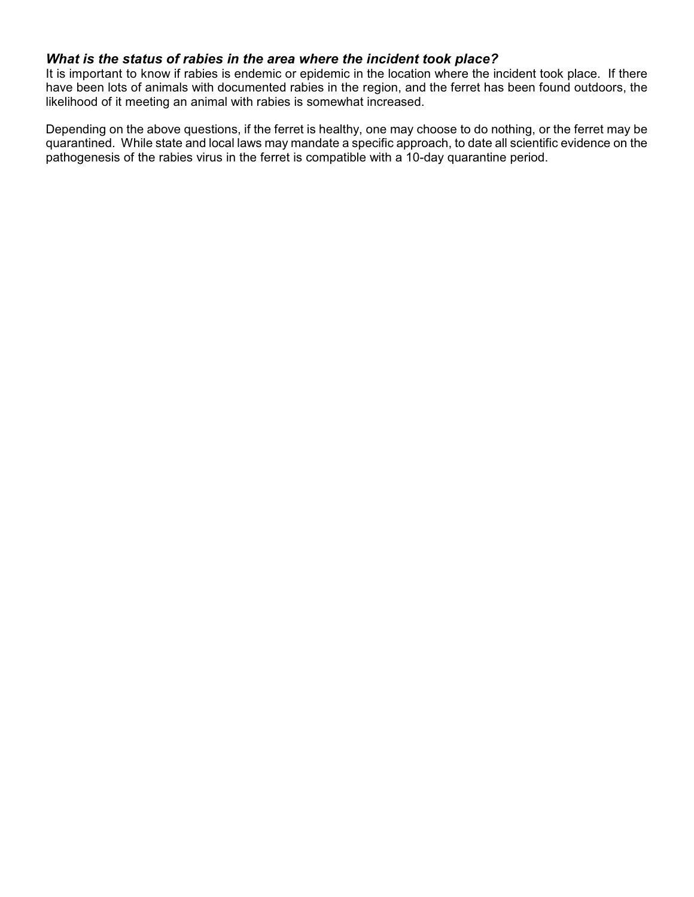***What is the status of rabies in the area where the incident took place?***
It is important to know if rabies is endemic or epidemic in the location where the incident took place. If there have been lots of animals with documented rabies in the region, and the ferret has been found outdoors, the likelihood of it meeting an animal with rabies is somewhat increased.

Depending on the above questions, if the ferret is healthy, one may choose to do nothing, or the ferret may be quarantined. While state and local laws may mandate a specific approach, to date all scientific evidence on the pathogenesis of the rabies virus in the ferret is compatible with a 10-day quarantine period.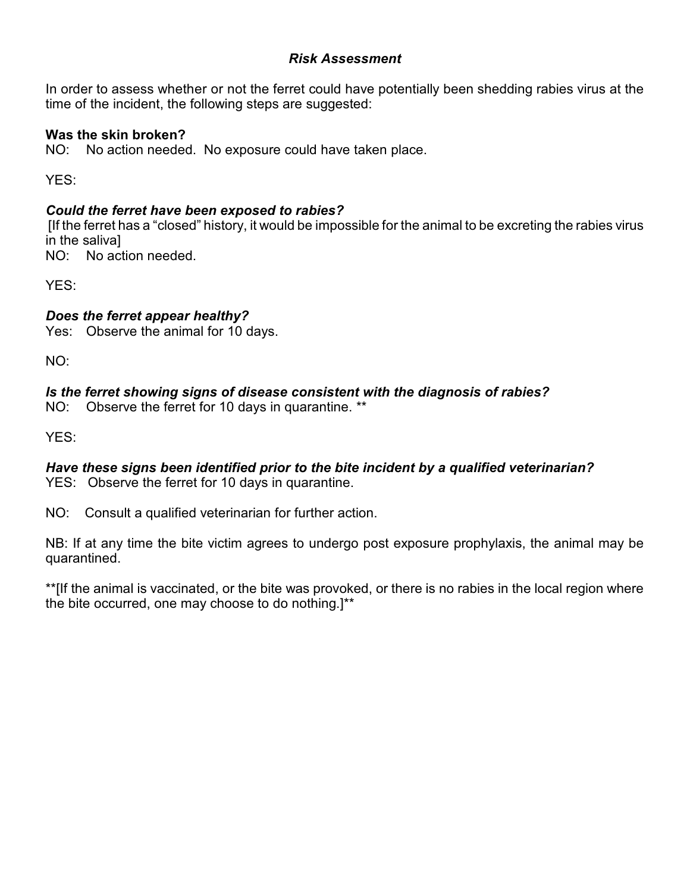### *Risk Assessment*

In order to assess whether or not the ferret could have potentially been shedding rabies virus at the time of the incident, the following steps are suggested:

**Was the skin broken?**
NO: No action needed. No exposure could have taken place.

YES:

***Could the ferret have been exposed to rabies?***
[If the ferret has a "closed" history, it would be impossible for the animal to be excreting the rabies virus in the saliva]
NO: No action needed.

YES:

***Does the ferret appear healthy?***
Yes: Observe the animal for 10 days.

NO:

***Is the ferret showing signs of disease consistent with the diagnosis of rabies?***
NO: Observe the ferret for 10 days in quarantine. **

YES:

***Have these signs been identified prior to the bite incident by a qualified veterinarian?***
YES: Observe the ferret for 10 days in quarantine.

NO: Consult a qualified veterinarian for further action.

NB: If at any time the bite victim agrees to undergo post exposure prophylaxis, the animal may be quarantined.

**[If the animal is vaccinated, or the bite was provoked, or there is no rabies in the local region where the bite occurred, one may choose to do nothing.]**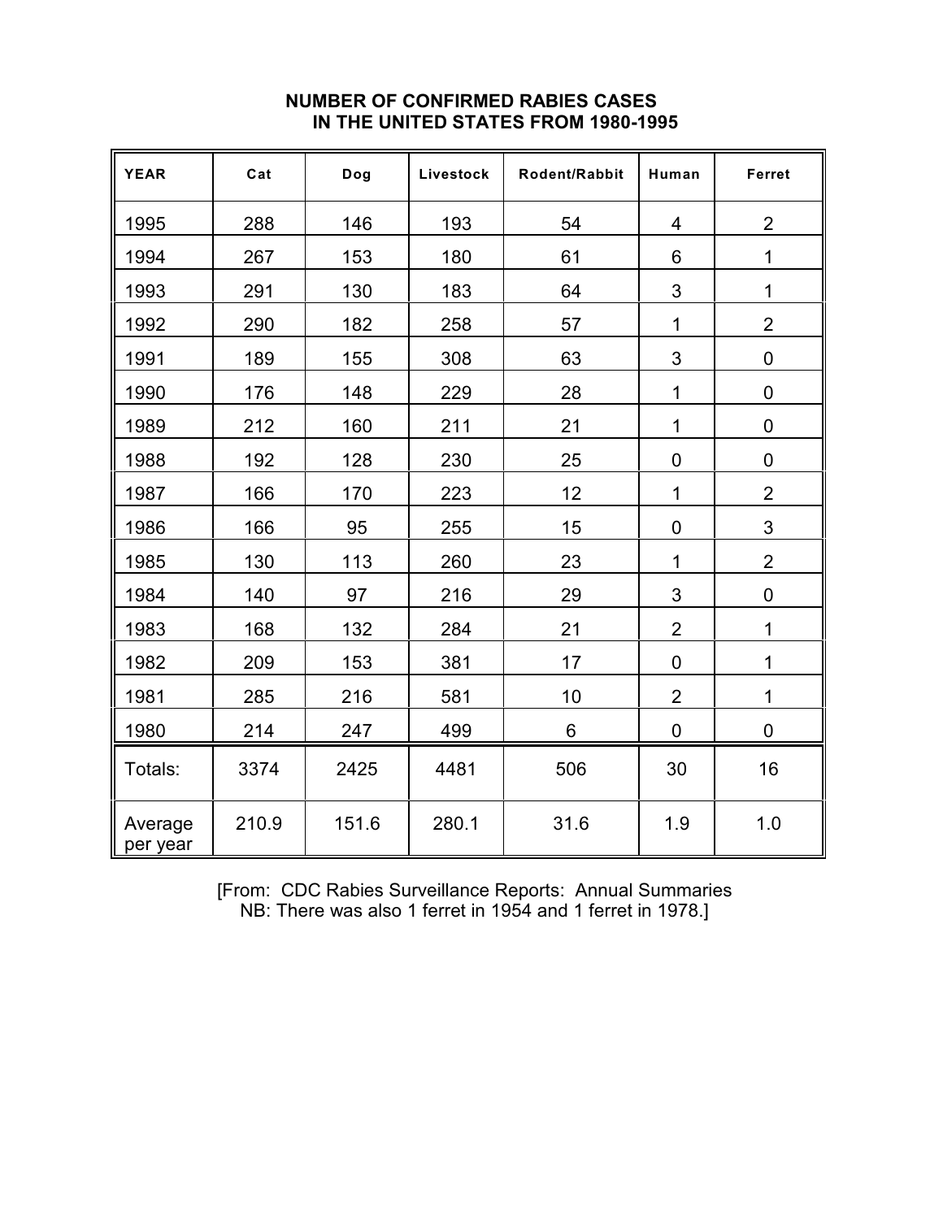## NUMBER OF CONFIRMED RABIES CASES IN THE UNITED STATES FROM 1980-1995

| YEAR | Cat | Dog | Livestock | Rodent/Rabbit | Human | Ferret |
|---|---|---|---|---|---|---|
| 1995 | 288 | 146 | 193 | 54 | 4 | 2 |
| 1994 | 267 | 153 | 180 | 61 | 6 | 1 |
| 1993 | 291 | 130 | 183 | 64 | 3 | 1 |
| 1992 | 290 | 182 | 258 | 57 | 1 | 2 |
| 1991 | 189 | 155 | 308 | 63 | 3 | 0 |
| 1990 | 176 | 148 | 229 | 28 | 1 | 0 |
| 1989 | 212 | 160 | 211 | 21 | 1 | 0 |
| 1988 | 192 | 128 | 230 | 25 | 0 | 0 |
| 1987 | 166 | 170 | 223 | 12 | 1 | 2 |
| 1986 | 166 | 95 | 255 | 15 | 0 | 3 |
| 1985 | 130 | 113 | 260 | 23 | 1 | 2 |
| 1984 | 140 | 97 | 216 | 29 | 3 | 0 |
| 1983 | 168 | 132 | 284 | 21 | 2 | 1 |
| 1982 | 209 | 153 | 381 | 17 | 0 | 1 |
| 1981 | 285 | 216 | 581 | 10 | 2 | 1 |
| 1980 | 214 | 247 | 499 | 6 | 0 | 0 |
| Totals: | 3374 | 2425 | 4481 | 506 | 30 | 16 |
| Average per year | 210.9 | 151.6 | 280.1 | 31.6 | 1.9 | 1.0 |

[From: CDC Rabies Surveillance Reports: Annual Summaries
NB: There was also 1 ferret in 1954 and 1 ferret in 1978.]